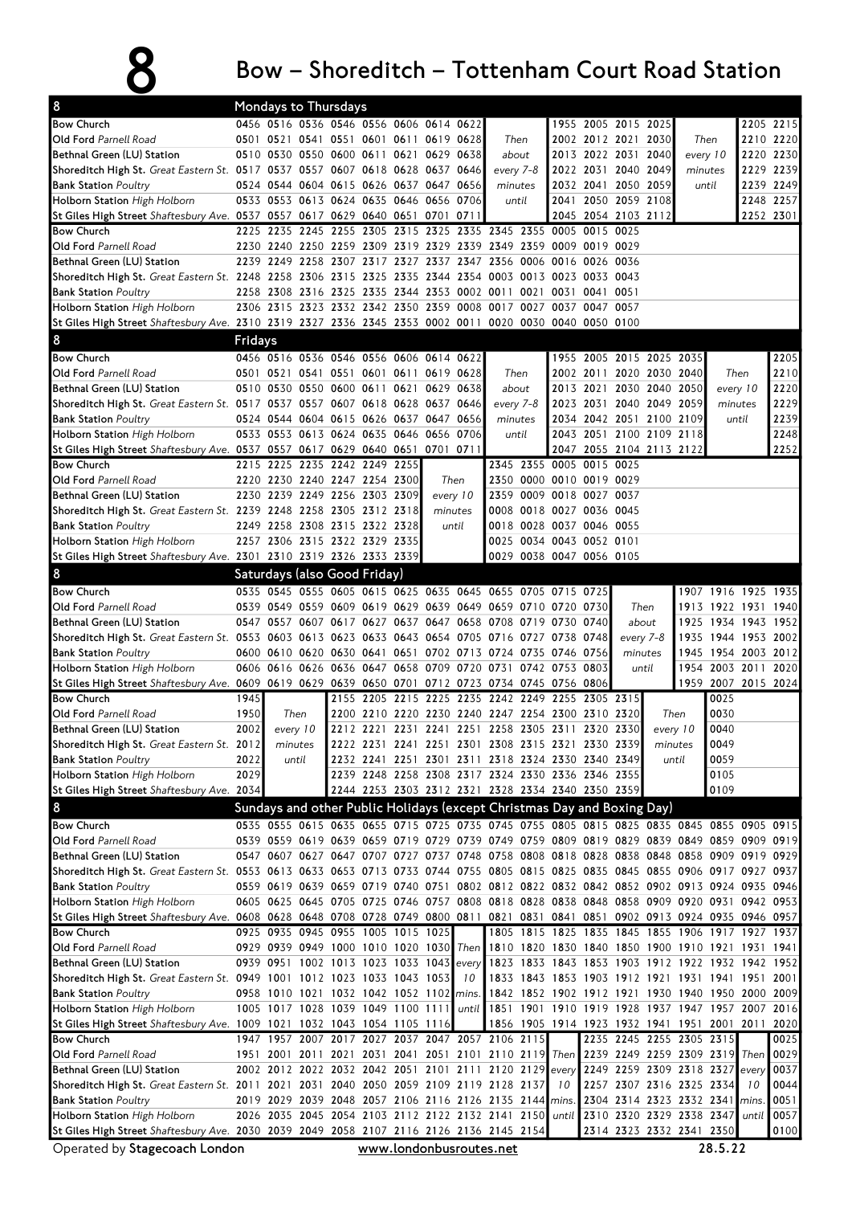# 8 Bow – Shoreditch – Tottenham Court Road Station

## Mondays to Thursdays

| Stop | | | | | | | | | | | | | | | | | |
|---|---|---|---|---|---|---|---|---|---|---|---|---|---|---|---|---|---|
| Bow Church | 0456 | 0516 | 0536 | 0546 | 0556 | 0606 | 0614 | 0622 | Then about every 7-8 minutes until | 1955 | 2005 | 2015 | 2025 | Then every 10 minutes until | 2205 | 2215 |
| Old Ford *Parnell Road* | 0501 | 0521 | 0541 | 0551 | 0601 | 0611 | 0619 | 0628 | | 2002 | 2012 | 2021 | 2030 | | 2210 | 2220 |
| Bethnal Green (LU) Station | 0510 | 0530 | 0550 | 0600 | 0611 | 0621 | 0629 | 0638 | | 2013 | 2022 | 2031 | 2040 | | 2220 | 2230 |
| Shoreditch High St. *Great Eastern St.* | 0517 | 0537 | 0557 | 0607 | 0618 | 0628 | 0637 | 0646 | | 2022 | 2031 | 2040 | 2049 | | 2229 | 2239 |
| Bank Station *Poultry* | 0524 | 0544 | 0604 | 0615 | 0626 | 0637 | 0647 | 0656 | | 2032 | 2041 | 2050 | 2059 | | 2239 | 2249 |
| Holborn Station *High Holborn* | 0533 | 0553 | 0613 | 0624 | 0635 | 0646 | 0656 | 0706 | | 2041 | 2050 | 2059 | 2108 | | 2248 | 2257 |
| St Giles High Street *Shaftesbury Ave.* | 0537 | 0557 | 0617 | 0629 | 0640 | 0651 | 0701 | 0711 | | 2045 | 2054 | 2103 | 2112 | | 2252 | 2301 |

| Stop | | | | | | | | | | | | | |
|---|---|---|---|---|---|---|---|---|---|---|---|---|---|
| Bow Church | 2225 | 2235 | 2245 | 2255 | 2305 | 2315 | 2325 | 2335 | 2345 | 2355 | 0005 | 0015 | 0025 |
| Old Ford *Parnell Road* | 2230 | 2240 | 2250 | 2259 | 2309 | 2319 | 2329 | 2339 | 2349 | 2359 | 0009 | 0019 | 0029 |
| Bethnal Green (LU) Station | 2239 | 2249 | 2258 | 2307 | 2317 | 2327 | 2337 | 2347 | 2356 | 0006 | 0016 | 0026 | 0036 |
| Shoreditch High St. *Great Eastern St.* | 2248 | 2258 | 2306 | 2315 | 2325 | 2335 | 2344 | 2354 | 0003 | 0013 | 0023 | 0033 | 0043 |
| Bank Station *Poultry* | 2258 | 2308 | 2316 | 2325 | 2335 | 2344 | 2353 | 0002 | 0011 | 0021 | 0031 | 0041 | 0051 |
| Holborn Station *High Holborn* | 2306 | 2315 | 2323 | 2332 | 2342 | 2350 | 2359 | 0008 | 0017 | 0027 | 0037 | 0047 | 0057 |
| St Giles High Street *Shaftesbury Ave.* | 2310 | 2319 | 2327 | 2336 | 2345 | 2353 | 0002 | 0011 | 0020 | 0030 | 0040 | 0050 | 0100 |

## Fridays

| Stop | | | | | | | | | | | | | | | | |
|---|---|---|---|---|---|---|---|---|---|---|---|---|---|---|---|---|
| Bow Church | 0456 | 0516 | 0536 | 0546 | 0556 | 0606 | 0614 | 0622 | Then about every 7-8 minutes until | 1955 | 2005 | 2015 | 2025 | 2035 | Then every 10 minutes until | 2205 |
| Old Ford *Parnell Road* | 0501 | 0521 | 0541 | 0551 | 0601 | 0611 | 0619 | 0628 | | 2002 | 2011 | 2020 | 2030 | 2040 | | 2210 |
| Bethnal Green (LU) Station | 0510 | 0530 | 0550 | 0600 | 0611 | 0621 | 0629 | 0638 | | 2013 | 2021 | 2030 | 2040 | 2050 | | 2220 |
| Shoreditch High St. *Great Eastern St.* | 0517 | 0537 | 0557 | 0607 | 0618 | 0628 | 0637 | 0646 | | 2023 | 2031 | 2040 | 2049 | 2059 | | 2229 |
| Bank Station *Poultry* | 0524 | 0544 | 0604 | 0615 | 0626 | 0637 | 0647 | 0656 | | 2034 | 2042 | 2051 | 2100 | 2109 | | 2239 |
| Holborn Station *High Holborn* | 0533 | 0553 | 0613 | 0624 | 0635 | 0646 | 0656 | 0706 | | 2043 | 2051 | 2100 | 2109 | 2118 | | 2248 |
| St Giles High Street *Shaftesbury Ave.* | 0537 | 0557 | 0617 | 0629 | 0640 | 0651 | 0701 | 0711 | | 2047 | 2055 | 2104 | 2113 | 2122 | | 2252 |

| Stop | | | | | | | | | | | | |
|---|---|---|---|---|---|---|---|---|---|---|---|---|
| Bow Church | 2215 | 2225 | 2235 | 2242 | 2249 | 2255 | Then every 10 minutes until | 2345 | 2355 | 0005 | 0015 | 0025 |
| Old Ford *Parnell Road* | 2220 | 2230 | 2240 | 2247 | 2254 | 2300 | | 2350 | 0000 | 0010 | 0019 | 0029 |
| Bethnal Green (LU) Station | 2230 | 2239 | 2249 | 2256 | 2303 | 2309 | | 2359 | 0009 | 0018 | 0027 | 0037 |
| Shoreditch High St. *Great Eastern St.* | 2239 | 2248 | 2258 | 2305 | 2312 | 2318 | | 0008 | 0018 | 0027 | 0036 | 0045 |
| Bank Station *Poultry* | 2249 | 2258 | 2308 | 2315 | 2322 | 2328 | | 0018 | 0028 | 0037 | 0046 | 0055 |
| Holborn Station *High Holborn* | 2257 | 2306 | 2315 | 2322 | 2329 | 2335 | | 0025 | 0034 | 0043 | 0052 | 0101 |
| St Giles High Street *Shaftesbury Ave.* | 2301 | 2310 | 2319 | 2326 | 2333 | 2339 | | 0029 | 0038 | 0047 | 0056 | 0105 |

## Saturdays (also Good Friday)

| Stop | | | | | | | | | | | | | | | | | |
|---|---|---|---|---|---|---|---|---|---|---|---|---|---|---|---|---|---|
| Bow Church | 0535 | 0545 | 0555 | 0605 | 0615 | 0625 | 0635 | 0645 | 0655 | 0705 | 0715 | 0725 | Then about every 7-8 minutes until | 1907 | 1916 | 1925 | 1935 |
| Old Ford *Parnell Road* | 0539 | 0549 | 0559 | 0609 | 0619 | 0629 | 0639 | 0649 | 0659 | 0710 | 0720 | 0730 | | 1913 | 1922 | 1931 | 1940 |
| Bethnal Green (LU) Station | 0547 | 0557 | 0607 | 0617 | 0627 | 0637 | 0647 | 0658 | 0708 | 0719 | 0730 | 0740 | | 1925 | 1934 | 1943 | 1952 |
| Shoreditch High St. *Great Eastern St.* | 0553 | 0603 | 0613 | 0623 | 0633 | 0643 | 0654 | 0705 | 0716 | 0727 | 0738 | 0748 | | 1935 | 1944 | 1953 | 2002 |
| Bank Station *Poultry* | 0600 | 0610 | 0620 | 0630 | 0641 | 0651 | 0702 | 0713 | 0724 | 0735 | 0746 | 0756 | | 1945 | 1954 | 2003 | 2012 |
| Holborn Station *High Holborn* | 0606 | 0616 | 0626 | 0636 | 0647 | 0658 | 0709 | 0720 | 0731 | 0742 | 0753 | 0803 | | 1954 | 2003 | 2011 | 2020 |
| St Giles High Street *Shaftesbury Ave.* | 0609 | 0619 | 0629 | 0639 | 0650 | 0701 | 0712 | 0723 | 0734 | 0745 | 0756 | 0806 | | 1959 | 2007 | 2015 | 2024 |

| Stop | | | | | | | | | | | | | | | |
|---|---|---|---|---|---|---|---|---|---|---|---|---|---|---|---|
| Bow Church | 1945 | Then every 10 minutes until | 2155 | 2205 | 2215 | 2225 | 2235 | 2242 | 2249 | 2255 | 2305 | 2315 | Then every 10 minutes until | 0025 |
| Old Ford *Parnell Road* | 1950 | | 2200 | 2210 | 2220 | 2230 | 2240 | 2247 | 2254 | 2300 | 2310 | 2320 | | 0030 |
| Bethnal Green (LU) Station | 2002 | | 2212 | 2221 | 2231 | 2241 | 2251 | 2258 | 2305 | 2311 | 2320 | 2330 | | 0040 |
| Shoreditch High St. *Great Eastern St.* | 2012 | | 2222 | 2231 | 2241 | 2251 | 2301 | 2308 | 2315 | 2321 | 2330 | 2339 | | 0049 |
| Bank Station *Poultry* | 2022 | | 2232 | 2241 | 2251 | 2301 | 2311 | 2318 | 2324 | 2330 | 2340 | 2349 | | 0059 |
| Holborn Station *High Holborn* | 2029 | | 2239 | 2248 | 2258 | 2308 | 2317 | 2324 | 2330 | 2336 | 2346 | 2355 | | 0105 |
| St Giles High Street *Shaftesbury Ave.* | 2034 | | 2244 | 2253 | 2303 | 2312 | 2321 | 2328 | 2334 | 2340 | 2350 | 2359 | | 0109 |

## Sundays and other Public Holidays (except Christmas Day and Boxing Day)

| Stop | | | | | | | | | | | | | | | | | | |
|---|---|---|---|---|---|---|---|---|---|---|---|---|---|---|---|---|---|---|
| Bow Church | 0535 | 0555 | 0615 | 0635 | 0655 | 0715 | 0725 | 0735 | 0745 | 0755 | 0805 | 0815 | 0825 | 0835 | 0845 | 0855 | 0905 | 0915 |
| Old Ford *Parnell Road* | 0539 | 0559 | 0619 | 0639 | 0659 | 0719 | 0729 | 0739 | 0749 | 0759 | 0809 | 0819 | 0829 | 0839 | 0849 | 0859 | 0909 | 0919 |
| Bethnal Green (LU) Station | 0547 | 0607 | 0627 | 0647 | 0707 | 0727 | 0737 | 0748 | 0758 | 0808 | 0818 | 0828 | 0838 | 0848 | 0858 | 0909 | 0919 | 0929 |
| Shoreditch High St. *Great Eastern St.* | 0553 | 0613 | 0633 | 0653 | 0713 | 0733 | 0744 | 0755 | 0805 | 0815 | 0825 | 0835 | 0845 | 0855 | 0906 | 0917 | 0927 | 0937 |
| Bank Station *Poultry* | 0559 | 0619 | 0639 | 0659 | 0719 | 0740 | 0751 | 0802 | 0812 | 0822 | 0832 | 0842 | 0852 | 0902 | 0913 | 0924 | 0935 | 0946 |
| Holborn Station *High Holborn* | 0605 | 0625 | 0645 | 0705 | 0725 | 0746 | 0757 | 0808 | 0818 | 0828 | 0838 | 0848 | 0858 | 0909 | 0920 | 0931 | 0942 | 0953 |
| St Giles High Street *Shaftesbury Ave.* | 0608 | 0628 | 0648 | 0708 | 0728 | 0749 | 0800 | 0811 | 0821 | 0831 | 0841 | 0851 | 0902 | 0913 | 0924 | 0935 | 0946 | 0957 |

| Stop | | | | | | | | | | | | | | | | | | |
|---|---|---|---|---|---|---|---|---|---|---|---|---|---|---|---|---|---|---|
| Bow Church | 0925 | 0935 | 0945 | 0955 | 1005 | 1015 | 1025 | Then every 10 mins. until | 1805 | 1815 | 1825 | 1835 | 1845 | 1855 | 1906 | 1917 | 1927 | 1937 |
| Old Ford *Parnell Road* | 0929 | 0939 | 0949 | 1000 | 1010 | 1020 | 1030 | | 1810 | 1820 | 1830 | 1840 | 1850 | 1900 | 1910 | 1921 | 1931 | 1941 |
| Bethnal Green (LU) Station | 0939 | 0951 | 1002 | 1013 | 1023 | 1033 | 1043 | | 1823 | 1833 | 1843 | 1853 | 1903 | 1912 | 1922 | 1932 | 1942 | 1952 |
| Shoreditch High St. *Great Eastern St.* | 0949 | 1001 | 1012 | 1023 | 1033 | 1043 | 1053 | | 1833 | 1843 | 1853 | 1903 | 1912 | 1921 | 1931 | 1941 | 1951 | 2001 |
| Bank Station *Poultry* | 0958 | 1010 | 1021 | 1032 | 1042 | 1052 | 1102 | | 1842 | 1852 | 1902 | 1912 | 1921 | 1930 | 1940 | 1950 | 2000 | 2009 |
| Holborn Station *High Holborn* | 1005 | 1017 | 1028 | 1039 | 1049 | 1100 | 1111 | | 1851 | 1901 | 1910 | 1919 | 1928 | 1937 | 1947 | 1957 | 2007 | 2016 |
| St Giles High Street *Shaftesbury Ave.* | 1009 | 1021 | 1032 | 1043 | 1054 | 1105 | 1116 | | 1856 | 1905 | 1914 | 1923 | 1932 | 1941 | 1951 | 2001 | 2011 | 2020 |

| Stop | | | | | | | | | | | | | | | | | | |
|---|---|---|---|---|---|---|---|---|---|---|---|---|---|---|---|---|---|---|
| Bow Church | 1947 | 1957 | 2007 | 2017 | 2027 | 2037 | 2047 | 2057 | 2106 | 2115 | Then every 10 mins. until | 2235 | 2245 | 2255 | 2305 | 2315 | Then every 10 mins. until | 0025 |
| Old Ford *Parnell Road* | 1951 | 2001 | 2011 | 2021 | 2031 | 2041 | 2051 | 2101 | 2110 | 2119 | | 2239 | 2249 | 2259 | 2309 | 2319 | | 0029 |
| Bethnal Green (LU) Station | 2002 | 2012 | 2022 | 2032 | 2042 | 2051 | 2101 | 2111 | 2120 | 2129 | | 2249 | 2259 | 2309 | 2318 | 2327 | | 0037 |
| Shoreditch High St. *Great Eastern St.* | 2011 | 2021 | 2031 | 2040 | 2050 | 2059 | 2109 | 2119 | 2128 | 2137 | | 2257 | 2307 | 2316 | 2325 | 2334 | | 0044 |
| Bank Station *Poultry* | 2019 | 2029 | 2039 | 2048 | 2057 | 2106 | 2116 | 2126 | 2135 | 2144 | | 2304 | 2314 | 2323 | 2332 | 2341 | | 0051 |
| Holborn Station *High Holborn* | 2026 | 2035 | 2045 | 2054 | 2103 | 2112 | 2122 | 2132 | 2141 | 2150 | | 2310 | 2320 | 2329 | 2338 | 2347 | | 0057 |
| St Giles High Street *Shaftesbury Ave.* | 2030 | 2039 | 2049 | 2058 | 2107 | 2116 | 2126 | 2136 | 2145 | 2154 | | 2314 | 2323 | 2332 | 2341 | 2350 | | 0100 |

Operated by **Stagecoach London** www.londonbusroutes.net 28.5.22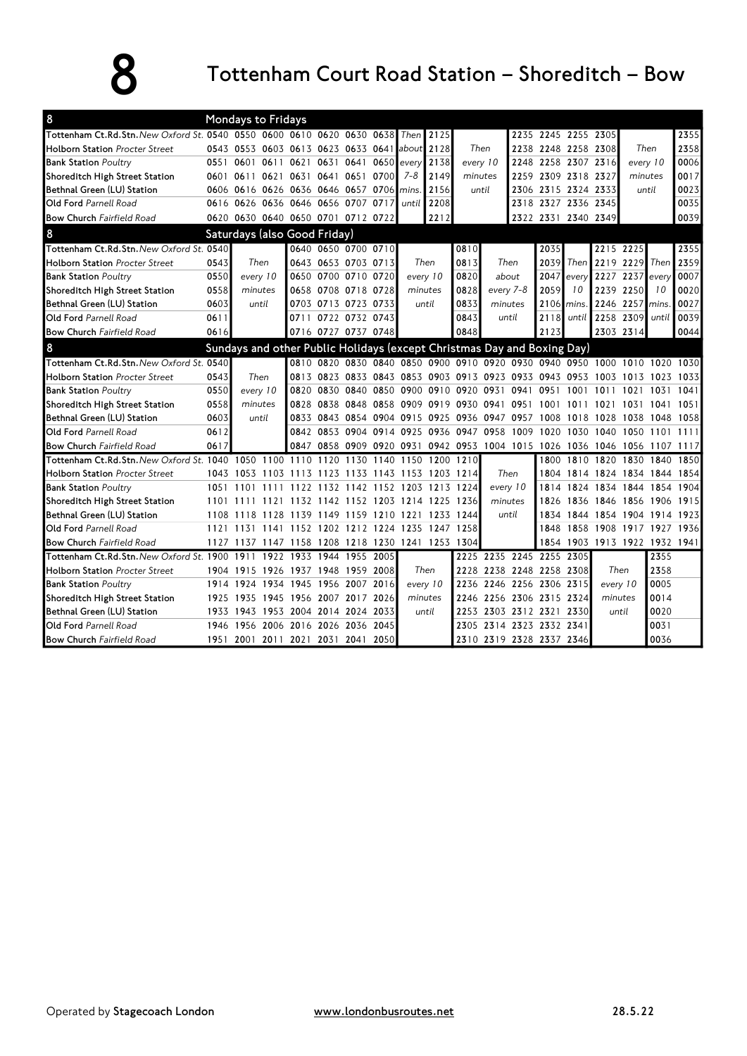# 8 Tottenham Court Road Station – Shoreditch – Bow

## Mondays to Fridays

| 8 | | | | | | | | | | | | | | | | | | |
|---|---|---|---|---|---|---|---|---|---|---|---|---|---|---|---|---|---|---|
| Tottenham Ct.Rd.Stn. *New Oxford St.* | 0540 | 0550 | 0600 | 0610 | 0620 | 0630 | 0638 | Then | 2125 | | 2235 | 2245 | 2255 | 2305 | | 2355 |
| Holborn Station *Procter Street* | 0543 | 0553 | 0603 | 0613 | 0623 | 0633 | 0641 | about | 2128 | Then | 2238 | 2248 | 2258 | 2308 | Then | 2358 |
| Bank Station *Poultry* | 0551 | 0601 | 0611 | 0621 | 0631 | 0641 | 0650 | every | 2138 | every 10 | 2248 | 2258 | 2307 | 2316 | every 10 | 0006 |
| Shoreditch High Street Station | 0601 | 0611 | 0621 | 0631 | 0641 | 0651 | 0700 | 7-8 | 2149 | minutes | 2259 | 2309 | 2318 | 2327 | minutes | 0017 |
| Bethnal Green (LU) Station | 0606 | 0616 | 0626 | 0636 | 0646 | 0657 | 0706 | mins. | 2156 | until | 2306 | 2315 | 2324 | 2333 | until | 0023 |
| Old Ford *Parnell Road* | 0616 | 0626 | 0636 | 0646 | 0656 | 0707 | 0717 | until | 2208 | | 2318 | 2327 | 2336 | 2345 | | 0035 |
| Bow Church *Fairfield Road* | 0620 | 0630 | 0640 | 0650 | 0701 | 0712 | 0722 | | 2212 | | 2322 | 2331 | 2340 | 2349 | | 0039 |

## Saturdays (also Good Friday)

| 8 | | | | | | | | | | | | | | | | | | |
|---|---|---|---|---|---|---|---|---|---|---|---|---|---|---|---|---|---|---|
| Tottenham Ct.Rd.Stn. *New Oxford St.* | 0540 | | 0640 | 0650 | 0700 | 0710 | | 0810 | | 2035 | | 2215 | 2225 | | 2355 |
| Holborn Station *Procter Street* | 0543 | Then | 0643 | 0653 | 0703 | 0713 | Then | 0813 | Then | 2039 | Then | 2219 | 2229 | Then | 2359 |
| Bank Station *Poultry* | 0550 | every 10 | 0650 | 0700 | 0710 | 0720 | every 10 | 0820 | about | 2047 | every | 2227 | 2237 | every | 0007 |
| Shoreditch High Street Station | 0558 | minutes | 0658 | 0708 | 0718 | 0728 | minutes | 0828 | every 7-8 | 2059 | 10 | 2239 | 2250 | 10 | 0020 |
| Bethnal Green (LU) Station | 0603 | until | 0703 | 0713 | 0723 | 0733 | until | 0833 | minutes | 2106 | mins. | 2246 | 2257 | mins. | 0027 |
| Old Ford *Parnell Road* | 0611 | | 0711 | 0722 | 0732 | 0743 | | 0843 | until | 2118 | until | 2258 | 2309 | until | 0039 |
| Bow Church *Fairfield Road* | 0616 | | 0716 | 0727 | 0737 | 0748 | | 0848 | | 2123 | | 2303 | 2314 | | 0044 |

## Sundays and other Public Holidays (except Christmas Day and Boxing Day)

| 8 | | | | | | | | | | | | | | | | | |
|---|---|---|---|---|---|---|---|---|---|---|---|---|---|---|---|---|---|
| Tottenham Ct.Rd.Stn. *New Oxford St.* | 0540 | | 0810 | 0820 | 0830 | 0840 | 0850 | 0900 | 0910 | 0920 | 0930 | 0940 | 0950 | 1000 | 1010 | 1020 | 1030 |
| Holborn Station *Procter Street* | 0543 | Then | 0813 | 0823 | 0833 | 0843 | 0853 | 0903 | 0913 | 0923 | 0933 | 0943 | 0953 | 1003 | 1013 | 1023 | 1033 |
| Bank Station *Poultry* | 0550 | every 10 | 0820 | 0830 | 0840 | 0850 | 0900 | 0910 | 0920 | 0931 | 0941 | 0951 | 1001 | 1011 | 1021 | 1031 | 1041 |
| Shoreditch High Street Station | 0558 | minutes | 0828 | 0838 | 0848 | 0858 | 0909 | 0919 | 0930 | 0941 | 0951 | 1001 | 1011 | 1021 | 1031 | 1041 | 1051 |
| Bethnal Green (LU) Station | 0603 | until | 0833 | 0843 | 0854 | 0904 | 0915 | 0925 | 0936 | 0947 | 0957 | 1008 | 1018 | 1028 | 1038 | 1048 | 1058 |
| Old Ford *Parnell Road* | 0612 | | 0842 | 0853 | 0904 | 0914 | 0925 | 0936 | 0947 | 0958 | 1009 | 1020 | 1030 | 1040 | 1050 | 1101 | 1111 |
| Bow Church *Fairfield Road* | 0617 | | 0847 | 0858 | 0909 | 0920 | 0931 | 0942 | 0953 | 1004 | 1015 | 1026 | 1036 | 1046 | 1056 | 1107 | 1117 |

| | | | | | | | | | | | | | | | | | |
|---|---|---|---|---|---|---|---|---|---|---|---|---|---|---|---|---|---|
| Tottenham Ct.Rd.Stn. *New Oxford St.* | 1040 | 1050 | 1100 | 1110 | 1120 | 1130 | 1140 | 1150 | 1200 | 1210 | | 1800 | 1810 | 1820 | 1830 | 1840 | 1850 |
| Holborn Station *Procter Street* | 1043 | 1053 | 1103 | 1113 | 1123 | 1133 | 1143 | 1153 | 1203 | 1214 | Then | 1804 | 1814 | 1824 | 1834 | 1844 | 1854 |
| Bank Station *Poultry* | 1051 | 1101 | 1111 | 1122 | 1132 | 1142 | 1152 | 1203 | 1213 | 1224 | every 10 | 1814 | 1824 | 1834 | 1844 | 1854 | 1904 |
| Shoreditch High Street Station | 1101 | 1111 | 1121 | 1132 | 1142 | 1152 | 1203 | 1214 | 1225 | 1236 | minutes | 1826 | 1836 | 1846 | 1856 | 1906 | 1915 |
| Bethnal Green (LU) Station | 1108 | 1118 | 1128 | 1139 | 1149 | 1159 | 1210 | 1221 | 1233 | 1244 | until | 1834 | 1844 | 1854 | 1904 | 1914 | 1923 |
| Old Ford *Parnell Road* | 1121 | 1131 | 1141 | 1152 | 1202 | 1212 | 1224 | 1235 | 1247 | 1258 | | 1848 | 1858 | 1908 | 1917 | 1927 | 1936 |
| Bow Church *Fairfield Road* | 1127 | 1137 | 1147 | 1158 | 1208 | 1218 | 1230 | 1241 | 1253 | 1304 | | 1854 | 1903 | 1913 | 1922 | 1932 | 1941 |

| | | | | | | | | | | | | | | | |
|---|---|---|---|---|---|---|---|---|---|---|---|---|---|---|---|
| Tottenham Ct.Rd.Stn. *New Oxford St.* | 1900 | 1911 | 1922 | 1933 | 1944 | 1955 | 2005 | | 2225 | 2235 | 2245 | 2255 | 2305 | | 2355 |
| Holborn Station *Procter Street* | 1904 | 1915 | 1926 | 1937 | 1948 | 1959 | 2008 | Then | 2228 | 2238 | 2248 | 2258 | 2308 | Then | 2358 |
| Bank Station *Poultry* | 1914 | 1924 | 1934 | 1945 | 1956 | 2007 | 2016 | every 10 | 2236 | 2246 | 2256 | 2306 | 2315 | every 10 | 0005 |
| Shoreditch High Street Station | 1925 | 1935 | 1945 | 1956 | 2007 | 2017 | 2026 | minutes | 2246 | 2256 | 2306 | 2315 | 2324 | minutes | 0014 |
| Bethnal Green (LU) Station | 1933 | 1943 | 1953 | 2004 | 2014 | 2024 | 2033 | until | 2253 | 2303 | 2312 | 2321 | 2330 | until | 0020 |
| Old Ford *Parnell Road* | 1946 | 1956 | 2006 | 2016 | 2026 | 2036 | 2045 | | 2305 | 2314 | 2323 | 2332 | 2341 | | 0031 |
| Bow Church *Fairfield Road* | 1951 | 2001 | 2011 | 2021 | 2031 | 2041 | 2050 | | 2310 | 2319 | 2328 | 2337 | 2346 | | 0036 |

Operated by **Stagecoach London** www.londonbusroutes.net 28.5.22